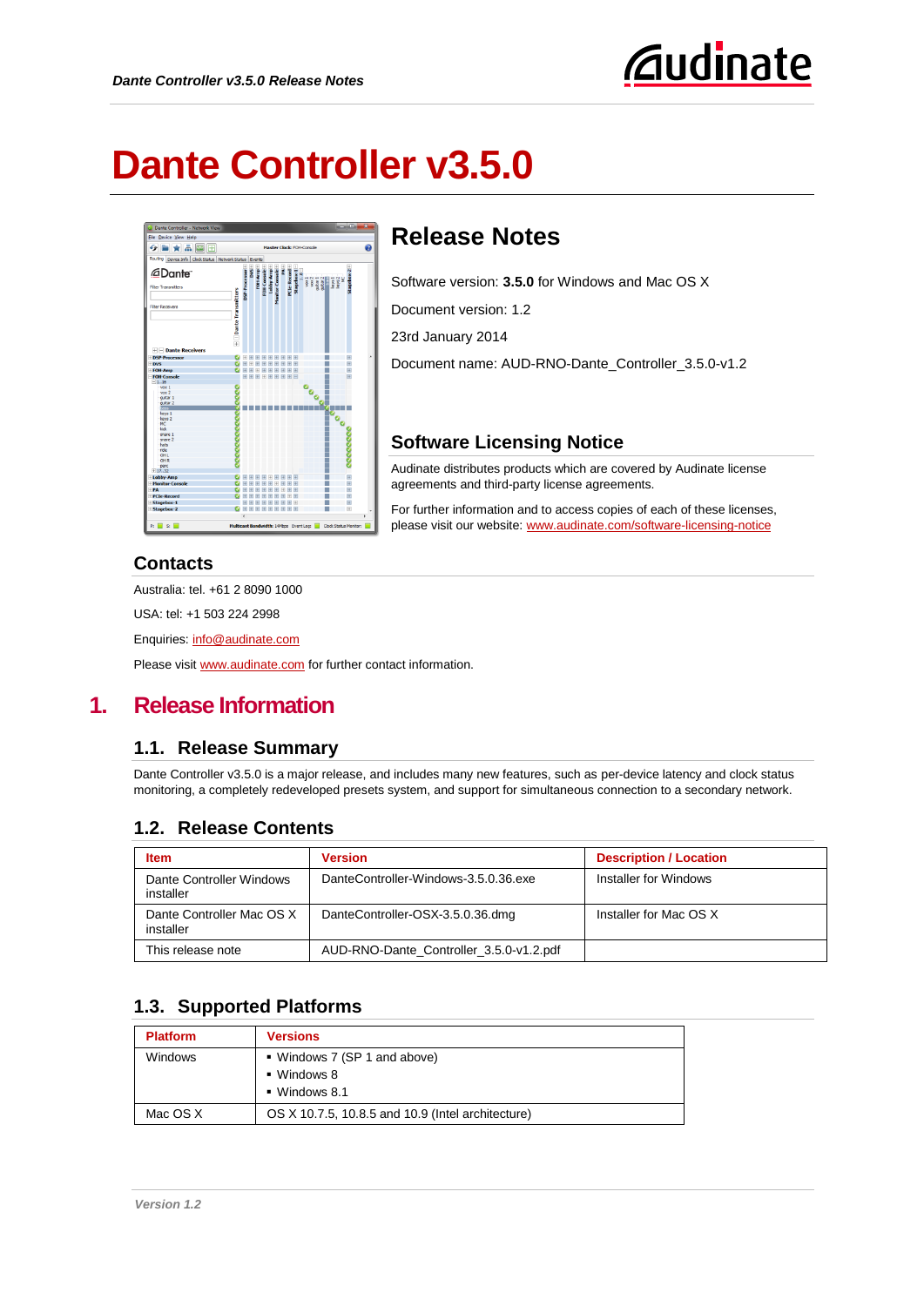# Dante Controller v3.5.0

## Release Notes

Software version: **3.5.0** for Windows and Mac OS X

Document version: 1.2

23rd January 2014

Document name: AUD-RNO-Dante_Controller_3.5.0-v1.2

## Software Licensing Notice

Audinate distributes products which are covered by Audinate license agreements and third-party license agreements.

For further information and to access copies of each of these licenses, please visit our website: www.audinate.com/software-licensing-notice

## Contacts

Australia: tel. +61 2 8090 1000

USA: tel: +1 503 224 2998

Enquiries: info@audinate.com

Please visit www.audinate.com for further contact information.

# 1. Release Information

## 1.1. Release Summary

Dante Controller v3.5.0 is a major release, and includes many new features, such as per-device latency and clock status monitoring, a completely redeveloped presets system, and support for simultaneous connection to a secondary network.

## 1.2. Release Contents

| Item | Version | Description / Location |
|---|---|---|
| Dante Controller Windows installer | DanteController-Windows-3.5.0.36.exe | Installer for Windows |
| Dante Controller Mac OS X installer | DanteController-OSX-3.5.0.36.dmg | Installer for Mac OS X |
| This release note | AUD-RNO-Dante_Controller_3.5.0-v1.2.pdf | |

## 1.3. Supported Platforms

| Platform | Versions |
|---|---|
| Windows | ▪ Windows 7 (SP 1 and above)<br>▪ Windows 8<br>▪ Windows 8.1 |
| Mac OS X | OS X 10.7.5, 10.8.5 and 10.9 (Intel architecture) |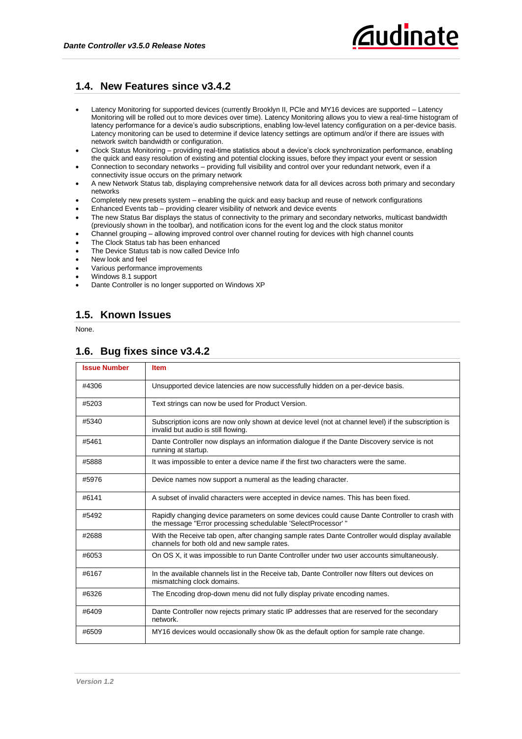## 1.4. New Features since v3.4.2

- Latency Monitoring for supported devices (currently Brooklyn II, PCIe and MY16 devices are supported – Latency Monitoring will be rolled out to more devices over time). Latency Monitoring allows you to view a real-time histogram of latency performance for a device's audio subscriptions, enabling low-level latency configuration on a per-device basis. Latency monitoring can be used to determine if device latency settings are optimum and/or if there are issues with network switch bandwidth or configuration.
- Clock Status Monitoring – providing real-time statistics about a device's clock synchronization performance, enabling the quick and easy resolution of existing and potential clocking issues, before they impact your event or session
- Connection to secondary networks – providing full visibility and control over your redundant network, even if a connectivity issue occurs on the primary network
- A new Network Status tab, displaying comprehensive network data for all devices across both primary and secondary networks
- Completely new presets system – enabling the quick and easy backup and reuse of network configurations
- Enhanced Events tab – providing clearer visibility of network and device events
- The new Status Bar displays the status of connectivity to the primary and secondary networks, multicast bandwidth (previously shown in the toolbar), and notification icons for the event log and the clock status monitor
- Channel grouping – allowing improved control over channel routing for devices with high channel counts
- The Clock Status tab has been enhanced
- The Device Status tab is now called Device Info
- New look and feel
- Various performance improvements
- Windows 8.1 support
- Dante Controller is no longer supported on Windows XP

## 1.5. Known Issues

None.

## 1.6. Bug fixes since v3.4.2

| Issue Number | Item |
|---|---|
| #4306 | Unsupported device latencies are now successfully hidden on a per-device basis. |
| #5203 | Text strings can now be used for Product Version. |
| #5340 | Subscription icons are now only shown at device level (not at channel level) if the subscription is invalid but audio is still flowing. |
| #5461 | Dante Controller now displays an information dialogue if the Dante Discovery service is not running at startup. |
| #5888 | It was impossible to enter a device name if the first two characters were the same. |
| #5976 | Device names now support a numeral as the leading character. |
| #6141 | A subset of invalid characters were accepted in device names. This has been fixed. |
| #5492 | Rapidly changing device parameters on some devices could cause Dante Controller to crash with the message "Error processing schedulable 'SelectProcessor' " |
| #2688 | With the Receive tab open, after changing sample rates Dante Controller would display available channels for both old and new sample rates. |
| #6053 | On OS X, it was impossible to run Dante Controller under two user accounts simultaneously. |
| #6167 | In the available channels list in the Receive tab, Dante Controller now filters out devices on mismatching clock domains. |
| #6326 | The Encoding drop-down menu did not fully display private encoding names. |
| #6409 | Dante Controller now rejects primary static IP addresses that are reserved for the secondary network. |
| #6509 | MY16 devices would occasionally show 0k as the default option for sample rate change. |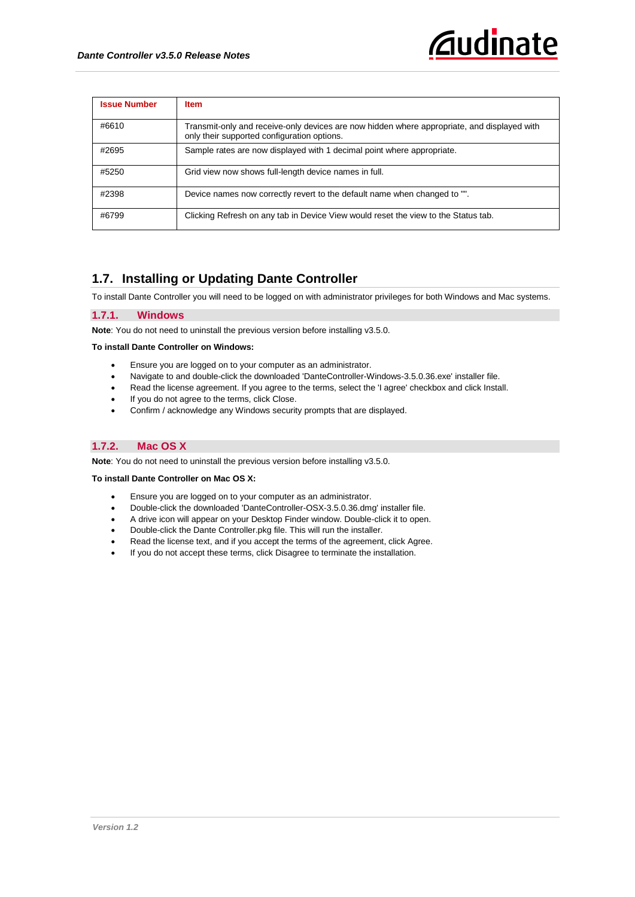| Issue Number | Item |
|---|---|
| #6610 | Transmit-only and receive-only devices are now hidden where appropriate, and displayed with only their supported configuration options. |
| #2695 | Sample rates are now displayed with 1 decimal point where appropriate. |
| #5250 | Grid view now shows full-length device names in full. |
| #2398 | Device names now correctly revert to the default name when changed to "". |
| #6799 | Clicking Refresh on any tab in Device View would reset the view to the Status tab. |

## 1.7. Installing or Updating Dante Controller

To install Dante Controller you will need to be logged on with administrator privileges for both Windows and Mac systems.

### 1.7.1. Windows

**Note**: You do not need to uninstall the previous version before installing v3.5.0.

**To install Dante Controller on Windows:**

- Ensure you are logged on to your computer as an administrator.
- Navigate to and double-click the downloaded 'DanteController-Windows-3.5.0.36.exe' installer file.
- Read the license agreement. If you agree to the terms, select the 'I agree' checkbox and click Install.
- If you do not agree to the terms, click Close.
- Confirm / acknowledge any Windows security prompts that are displayed.

### 1.7.2. Mac OS X

**Note**: You do not need to uninstall the previous version before installing v3.5.0.

**To install Dante Controller on Mac OS X:**

- Ensure you are logged on to your computer as an administrator.
- Double-click the downloaded 'DanteController-OSX-3.5.0.36.dmg' installer file.
- A drive icon will appear on your Desktop Finder window. Double-click it to open.
- Double-click the Dante Controller.pkg file. This will run the installer.
- Read the license text, and if you accept the terms of the agreement, click Agree.
- If you do not accept these terms, click Disagree to terminate the installation.